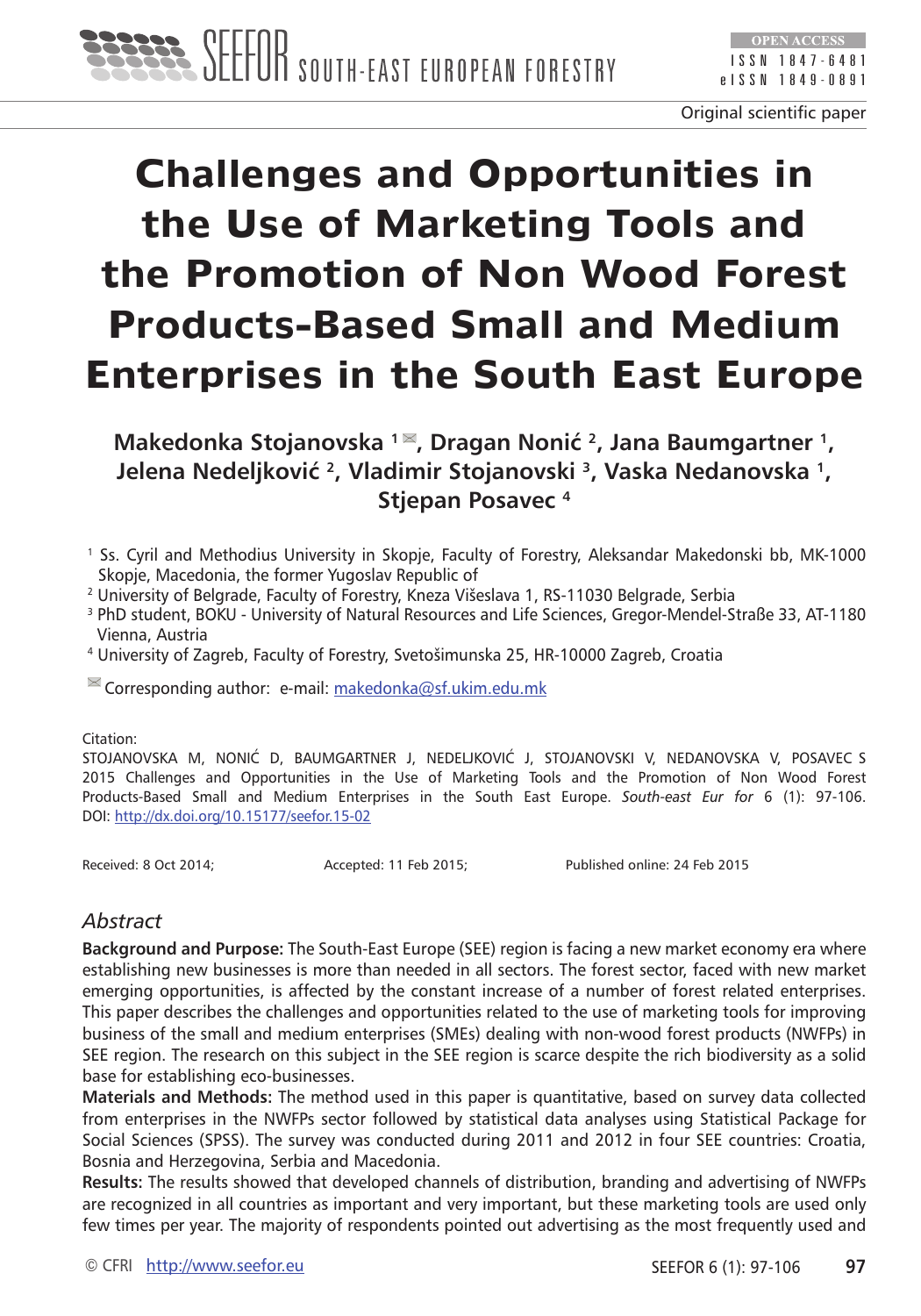Original scientific paper

# Challenges and Opportunities in the Use of Marketing Tools and the Promotion of Non Wood Forest Products-Based Small and Medium Enterprises in the South East Europe

**Makedonka Stojanovska [1], Dragan Nonić [2], Jana Baumgartner [1], Jelena Nedeljković [2], Vladimir Stojanovski [3], Vaska Nedanovska [1], Stjepan Posavec [4]**

[1] Ss. Cyril and Methodius University in Skopje, Faculty of Forestry, Aleksandar Makedonski bb, MK-1000 Skopje, Macedonia, the former Yugoslav Republic of
[2] University of Belgrade, Faculty of Forestry, Kneza Višeslava 1, RS-11030 Belgrade, Serbia
[3] PhD student, BOKU - University of Natural Resources and Life Sciences, Gregor-Mendel-Straße 33, AT-1180 Vienna, Austria
[4] University of Zagreb, Faculty of Forestry, Svetošimunska 25, HR-10000 Zagreb, Croatia

Corresponding author: e-mail: makedonka@sf.ukim.edu.mk

Citation:
STOJANOVSKA M, NONIĆ D, BAUMGARTNER J, NEDELJKOVIĆ J, STOJANOVSKI V, NEDANOVSKA V, POSAVEC S 2015 Challenges and Opportunities in the Use of Marketing Tools and the Promotion of Non Wood Forest Products-Based Small and Medium Enterprises in the South East Europe. *South-east Eur for* 6 (1): 97-106. DOI: http://dx.doi.org/10.15177/seefor.15-02

Received: 8 Oct 2014; Accepted: 11 Feb 2015; Published online: 24 Feb 2015

## *Abstract*

**Background and Purpose:** The South-East Europe (SEE) region is facing a new market economy era where establishing new businesses is more than needed in all sectors. The forest sector, faced with new market emerging opportunities, is affected by the constant increase of a number of forest related enterprises. This paper describes the challenges and opportunities related to the use of marketing tools for improving business of the small and medium enterprises (SMEs) dealing with non-wood forest products (NWFPs) in SEE region. The research on this subject in the SEE region is scarce despite the rich biodiversity as a solid base for establishing eco-businesses.

**Materials and Methods:** The method used in this paper is quantitative, based on survey data collected from enterprises in the NWFPs sector followed by statistical data analyses using Statistical Package for Social Sciences (SPSS). The survey was conducted during 2011 and 2012 in four SEE countries: Croatia, Bosnia and Herzegovina, Serbia and Macedonia.

**Results:** The results showed that developed channels of distribution, branding and advertising of NWFPs are recognized in all countries as important and very important, but these marketing tools are used only few times per year. The majority of respondents pointed out advertising as the most frequently used and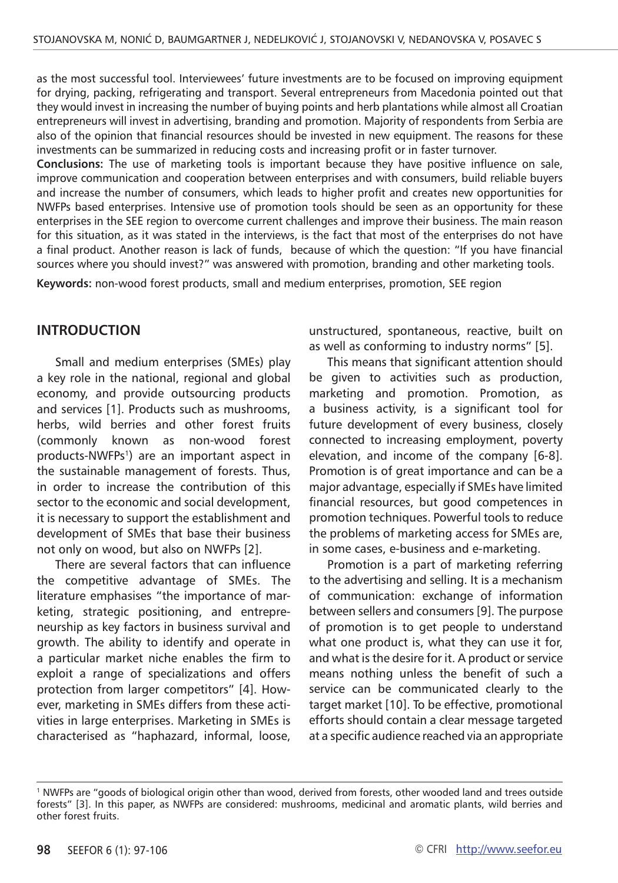as the most successful tool. Interviewees' future investments are to be focused on improving equipment for drying, packing, refrigerating and transport. Several entrepreneurs from Macedonia pointed out that they would invest in increasing the number of buying points and herb plantations while almost all Croatian entrepreneurs will invest in advertising, branding and promotion. Majority of respondents from Serbia are also of the opinion that financial resources should be invested in new equipment. The reasons for these investments can be summarized in reducing costs and increasing profit or in faster turnover.

**Conclusions:** The use of marketing tools is important because they have positive influence on sale, improve communication and cooperation between enterprises and with consumers, build reliable buyers and increase the number of consumers, which leads to higher profit and creates new opportunities for NWFPs based enterprises. Intensive use of promotion tools should be seen as an opportunity for these enterprises in the SEE region to overcome current challenges and improve their business. The main reason for this situation, as it was stated in the interviews, is the fact that most of the enterprises do not have a final product. Another reason is lack of funds, because of which the question: "If you have financial sources where you should invest?" was answered with promotion, branding and other marketing tools.

**Keywords:** non-wood forest products, small and medium enterprises, promotion, SEE region

## INTRODUCTION

Small and medium enterprises (SMEs) play a key role in the national, regional and global economy, and provide outsourcing products and services [1]. Products such as mushrooms, herbs, wild berries and other forest fruits (commonly known as non-wood forest products-NWFPs[1]) are an important aspect in the sustainable management of forests. Thus, in order to increase the contribution of this sector to the economic and social development, it is necessary to support the establishment and development of SMEs that base their business not only on wood, but also on NWFPs [2].

There are several factors that can influence the competitive advantage of SMEs. The literature emphasises "the importance of marketing, strategic positioning, and entrepreneurship as key factors in business survival and growth. The ability to identify and operate in a particular market niche enables the firm to exploit a range of specializations and offers protection from larger competitors" [4]. However, marketing in SMEs differs from these activities in large enterprises. Marketing in SMEs is characterised as "haphazard, informal, loose, unstructured, spontaneous, reactive, built on as well as conforming to industry norms" [5].

This means that significant attention should be given to activities such as production, marketing and promotion. Promotion, as a business activity, is a significant tool for future development of every business, closely connected to increasing employment, poverty elevation, and income of the company [6-8]. Promotion is of great importance and can be a major advantage, especially if SMEs have limited financial resources, but good competences in promotion techniques. Powerful tools to reduce the problems of marketing access for SMEs are, in some cases, e-business and e-marketing.

Promotion is a part of marketing referring to the advertising and selling. It is a mechanism of communication: exchange of information between sellers and consumers [9]. The purpose of promotion is to get people to understand what one product is, what they can use it for, and what is the desire for it. A product or service means nothing unless the benefit of such a service can be communicated clearly to the target market [10]. To be effective, promotional efforts should contain a clear message targeted at a specific audience reached via an appropriate

---

[1] NWFPs are "goods of biological origin other than wood, derived from forests, other wooded land and trees outside forests" [3]. In this paper, as NWFPs are considered: mushrooms, medicinal and aromatic plants, wild berries and other forest fruits.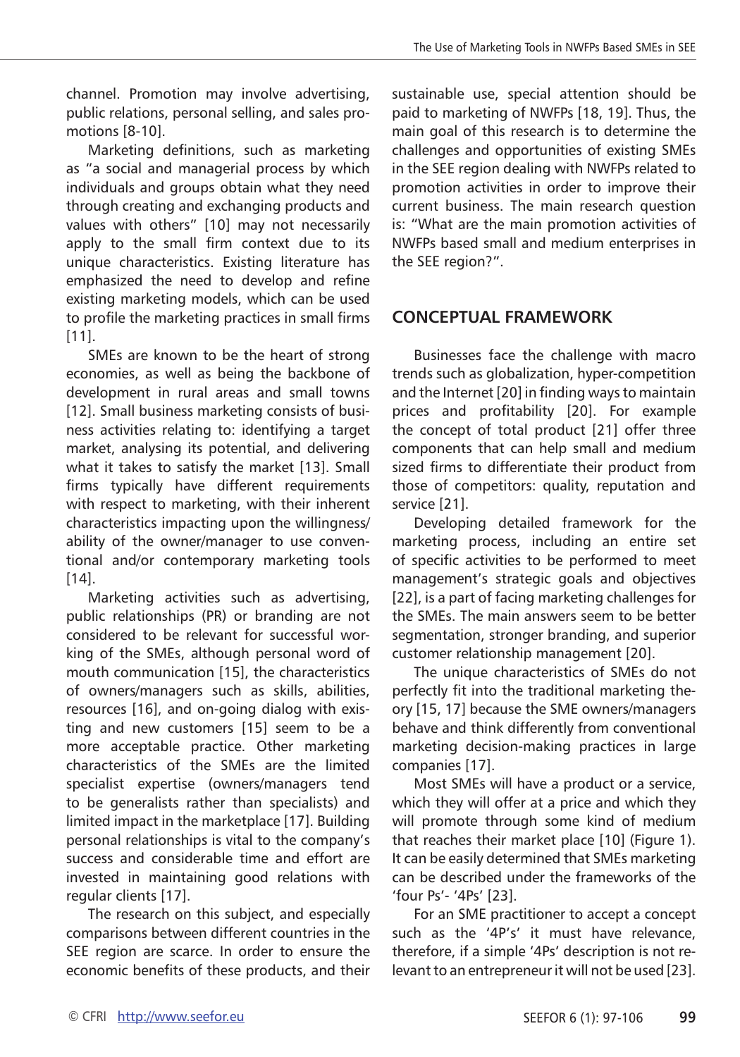channel. Promotion may involve advertising, public relations, personal selling, and sales promotions [8-10].

Marketing definitions, such as marketing as "a social and managerial process by which individuals and groups obtain what they need through creating and exchanging products and values with others" [10] may not necessarily apply to the small firm context due to its unique characteristics. Existing literature has emphasized the need to develop and refine existing marketing models, which can be used to profile the marketing practices in small firms [11].

SMEs are known to be the heart of strong economies, as well as being the backbone of development in rural areas and small towns [12]. Small business marketing consists of business activities relating to: identifying a target market, analysing its potential, and delivering what it takes to satisfy the market [13]. Small firms typically have different requirements with respect to marketing, with their inherent characteristics impacting upon the willingness/ability of the owner/manager to use conventional and/or contemporary marketing tools [14].

Marketing activities such as advertising, public relationships (PR) or branding are not considered to be relevant for successful working of the SMEs, although personal word of mouth communication [15], the characteristics of owners/managers such as skills, abilities, resources [16], and on-going dialog with existing and new customers [15] seem to be a more acceptable practice. Other marketing characteristics of the SMEs are the limited specialist expertise (owners/managers tend to be generalists rather than specialists) and limited impact in the marketplace [17]. Building personal relationships is vital to the company's success and considerable time and effort are invested in maintaining good relations with regular clients [17].

The research on this subject, and especially comparisons between different countries in the SEE region are scarce. In order to ensure the economic benefits of these products, and their sustainable use, special attention should be paid to marketing of NWFPs [18, 19]. Thus, the main goal of this research is to determine the challenges and opportunities of existing SMEs in the SEE region dealing with NWFPs related to promotion activities in order to improve their current business. The main research question is: "What are the main promotion activities of NWFPs based small and medium enterprises in the SEE region?".

## CONCEPTUAL FRAMEWORK

Businesses face the challenge with macro trends such as globalization, hyper-competition and the Internet [20] in finding ways to maintain prices and profitability [20]. For example the concept of total product [21] offer three components that can help small and medium sized firms to differentiate their product from those of competitors: quality, reputation and service [21].

Developing detailed framework for the marketing process, including an entire set of specific activities to be performed to meet management's strategic goals and objectives [22], is a part of facing marketing challenges for the SMEs. The main answers seem to be better segmentation, stronger branding, and superior customer relationship management [20].

The unique characteristics of SMEs do not perfectly fit into the traditional marketing theory [15, 17] because the SME owners/managers behave and think differently from conventional marketing decision-making practices in large companies [17].

Most SMEs will have a product or a service, which they will offer at a price and which they will promote through some kind of medium that reaches their market place [10] (Figure 1). It can be easily determined that SMEs marketing can be described under the frameworks of the 'four Ps'- '4Ps' [23].

For an SME practitioner to accept a concept such as the '4P's' it must have relevance, therefore, if a simple '4Ps' description is not relevant to an entrepreneur it will not be used [23].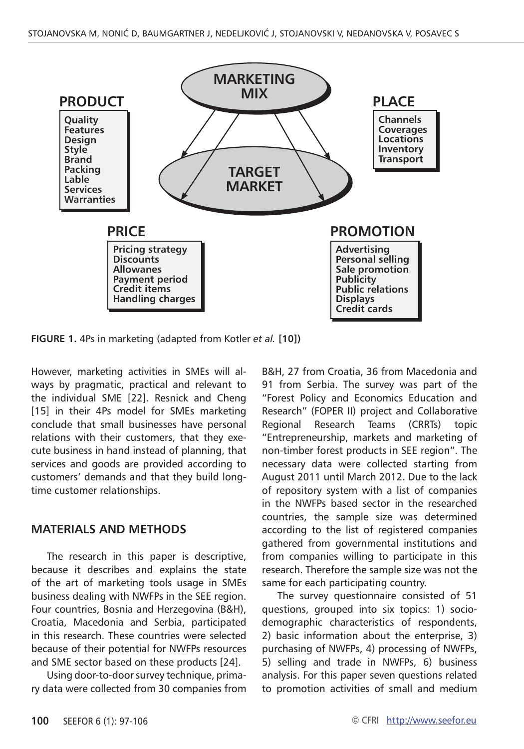MARKETING MIX

TARGET MARKET

**PRODUCT**

- Quality
- Features
- Design
- Style
- Brand
- Packing
- Lable
- Services
- Warranties

**PLACE**

- Channels
- Coverages
- Locations
- Inventory
- Transport

**PRICE**

- Pricing strategy
- Discounts
- Allowanes
- Payment period
- Credit items
- Handling charges

**PROMOTION**

- Advertising
- Personal selling
- Sale promotion
- Publicity
- Public relations
- Displays
- Credit cards

**FIGURE 1.** 4Ps in marketing (adapted from Kotler *et al.* **[10])**

However, marketing activities in SMEs will always by pragmatic, practical and relevant to the individual SME [22]. Resnick and Cheng [15] in their 4Ps model for SMEs marketing conclude that small businesses have personal relations with their customers, that they execute business in hand instead of planning, that services and goods are provided according to customers' demands and that they build long-time customer relationships.

## MATERIALS AND METHODS

The research in this paper is descriptive, because it describes and explains the state of the art of marketing tools usage in SMEs business dealing with NWFPs in the SEE region. Four countries, Bosnia and Herzegovina (B&H), Croatia, Macedonia and Serbia, participated in this research. These countries were selected because of their potential for NWFPs resources and SME sector based on these products [24].

Using door-to-door survey technique, primary data were collected from 30 companies from B&H, 27 from Croatia, 36 from Macedonia and 91 from Serbia. The survey was part of the "Forest Policy and Economics Education and Research" (FOPER II) project and Collaborative Regional Research Teams (CRRTs) topic "Entrepreneurship, markets and marketing of non-timber forest products in SEE region". The necessary data were collected starting from August 2011 until March 2012. Due to the lack of repository system with a list of companies in the NWFPs based sector in the researched countries, the sample size was determined according to the list of registered companies gathered from governmental institutions and from companies willing to participate in this research. Therefore the sample size was not the same for each participating country.

The survey questionnaire consisted of 51 questions, grouped into six topics: 1) socio-demographic characteristics of respondents, 2) basic information about the enterprise, 3) purchasing of NWFPs, 4) processing of NWFPs, 5) selling and trade in NWFPs, 6) business analysis. For this paper seven questions related to promotion activities of small and medium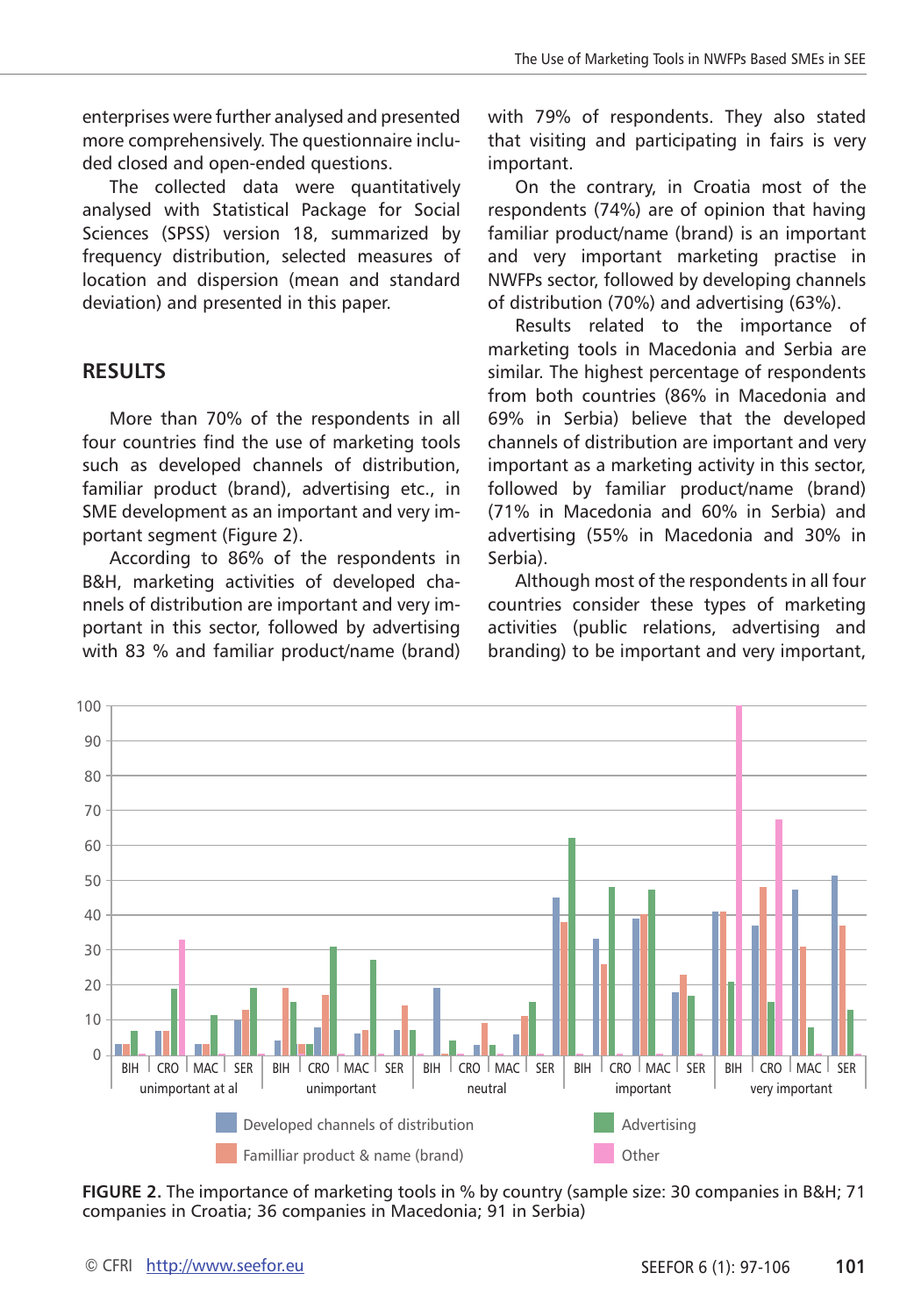enterprises were further analysed and presented more comprehensively. The questionnaire included closed and open-ended questions.

The collected data were quantitatively analysed with Statistical Package for Social Sciences (SPSS) version 18, summarized by frequency distribution, selected measures of location and dispersion (mean and standard deviation) and presented in this paper.

## RESULTS

More than 70% of the respondents in all four countries find the use of marketing tools such as developed channels of distribution, familiar product (brand), advertising etc., in SME development as an important and very important segment (Figure 2).

According to 86% of the respondents in B&H, marketing activities of developed channels of distribution are important and very important in this sector, followed by advertising with 83 % and familiar product/name (brand) with 79% of respondents. They also stated that visiting and participating in fairs is very important.

On the contrary, in Croatia most of the respondents (74%) are of opinion that having familiar product/name (brand) is an important and very important marketing practise in NWFPs sector, followed by developing channels of distribution (70%) and advertising (63%).

Results related to the importance of marketing tools in Macedonia and Serbia are similar. The highest percentage of respondents from both countries (86% in Macedonia and 69% in Serbia) believe that the developed channels of distribution are important and very important as a marketing activity in this sector, followed by familiar product/name (brand) (71% in Macedonia and 60% in Serbia) and advertising (55% in Macedonia and 30% in Serbia).

Although most of the respondents in all four countries consider these types of marketing activities (public relations, advertising and branding) to be important and very important,

**FIGURE 2.** The importance of marketing tools in % by country (sample size: 30 companies in B&H; 71 companies in Croatia; 36 companies in Macedonia; 91 in Serbia)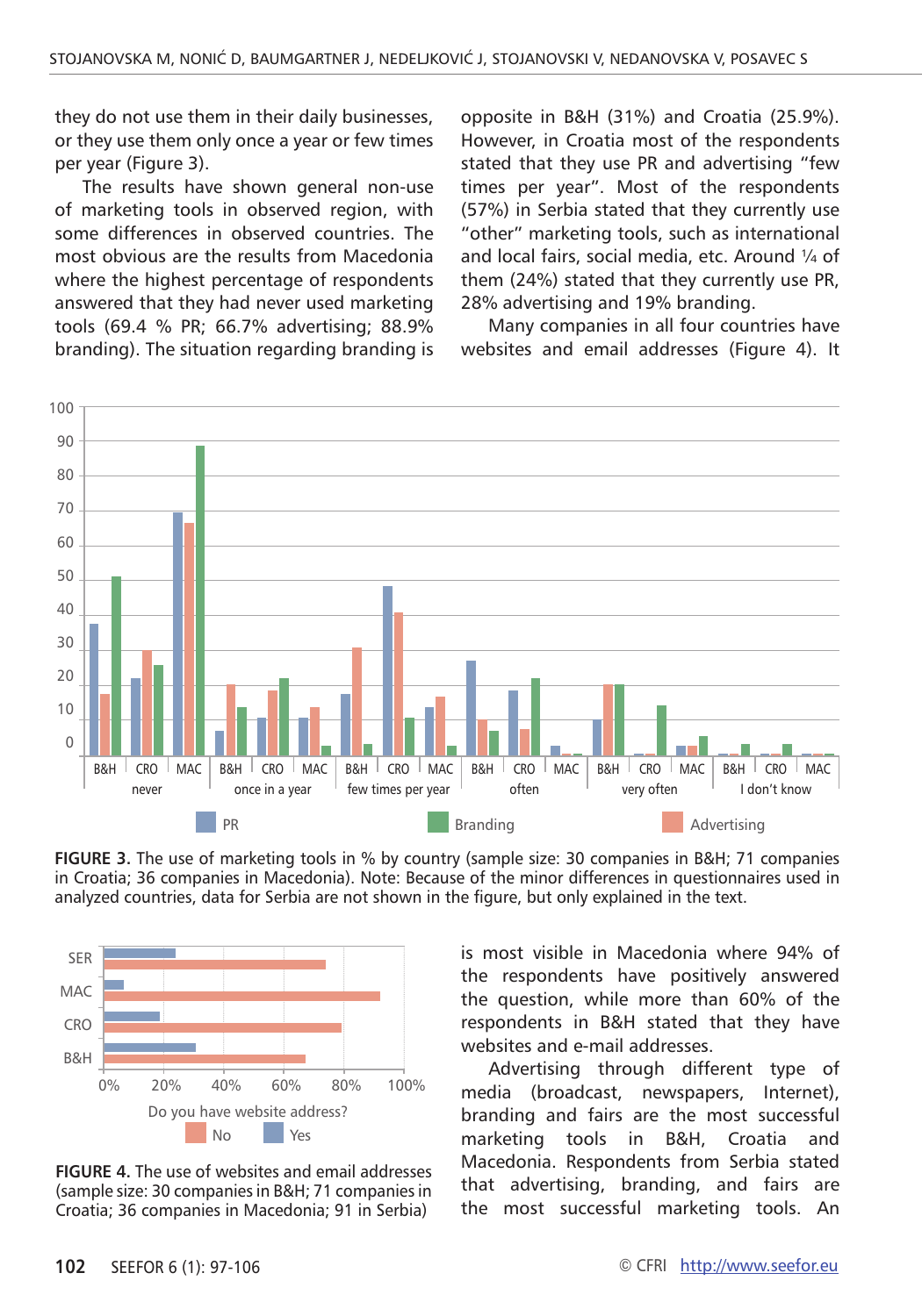they do not use them in their daily businesses, or they use them only once a year or few times per year (Figure 3).

The results have shown general non-use of marketing tools in observed region, with some differences in observed countries. The most obvious are the results from Macedonia where the highest percentage of respondents answered that they had never used marketing tools (69.4 % PR; 66.7% advertising; 88.9% branding). The situation regarding branding is opposite in B&H (31%) and Croatia (25.9%). However, in Croatia most of the respondents stated that they use PR and advertising "few times per year". Most of the respondents (57%) in Serbia stated that they currently use "other" marketing tools, such as international and local fairs, social media, etc. Around ¼ of them (24%) stated that they currently use PR, 28% advertising and 19% branding.

Many companies in all four countries have websites and email addresses (Figure 4). It is most visible in Macedonia where 94% of the respondents have positively answered the question, while more than 60% of the respondents in B&H stated that they have websites and e-mail addresses.

**FIGURE 3.** The use of marketing tools in % by country (sample size: 30 companies in B&H; 71 companies in Croatia; 36 companies in Macedonia). Note: Because of the minor differences in questionnaires used in analyzed countries, data for Serbia are not shown in the figure, but only explained in the text.

**FIGURE 4.** The use of websites and email addresses (sample size: 30 companies in B&H; 71 companies in Croatia; 36 companies in Macedonia; 91 in Serbia)

Advertising through different type of media (broadcast, newspapers, Internet), branding and fairs are the most successful marketing tools in B&H, Croatia and Macedonia. Respondents from Serbia stated that advertising, branding, and fairs are the most successful marketing tools. An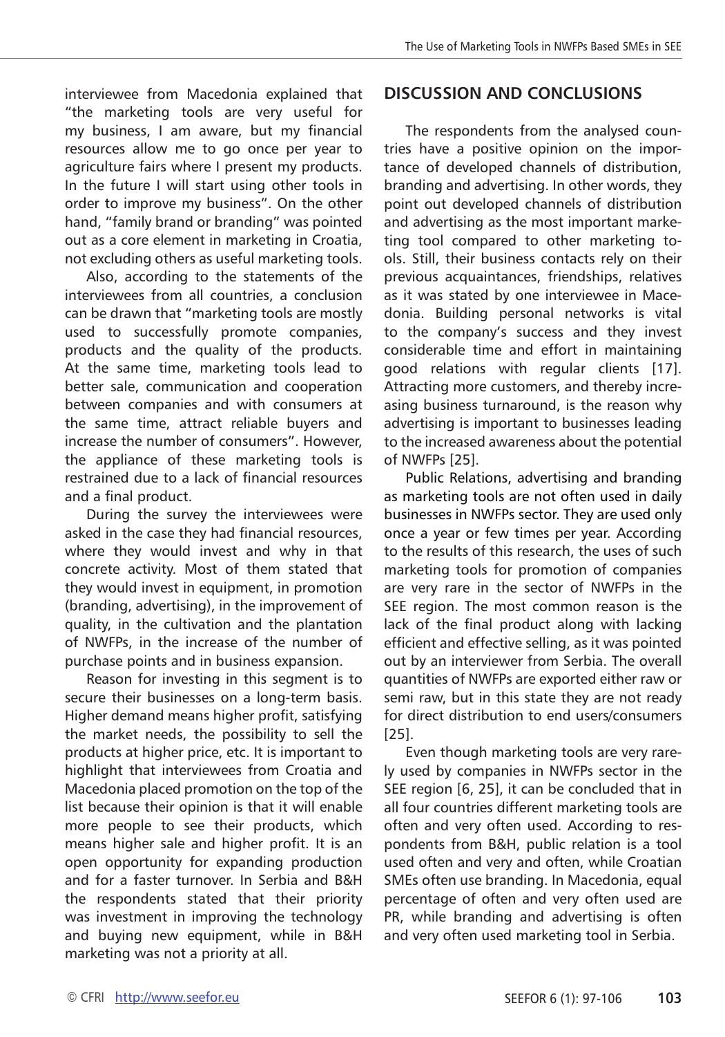interviewee from Macedonia explained that "the marketing tools are very useful for my business, I am aware, but my financial resources allow me to go once per year to agriculture fairs where I present my products. In the future I will start using other tools in order to improve my business". On the other hand, "family brand or branding" was pointed out as a core element in marketing in Croatia, not excluding others as useful marketing tools.

Also, according to the statements of the interviewees from all countries, a conclusion can be drawn that "marketing tools are mostly used to successfully promote companies, products and the quality of the products. At the same time, marketing tools lead to better sale, communication and cooperation between companies and with consumers at the same time, attract reliable buyers and increase the number of consumers". However, the appliance of these marketing tools is restrained due to a lack of financial resources and a final product.

During the survey the interviewees were asked in the case they had financial resources, where they would invest and why in that concrete activity. Most of them stated that they would invest in equipment, in promotion (branding, advertising), in the improvement of quality, in the cultivation and the plantation of NWFPs, in the increase of the number of purchase points and in business expansion.

Reason for investing in this segment is to secure their businesses on a long-term basis. Higher demand means higher profit, satisfying the market needs, the possibility to sell the products at higher price, etc. It is important to highlight that interviewees from Croatia and Macedonia placed promotion on the top of the list because their opinion is that it will enable more people to see their products, which means higher sale and higher profit. It is an open opportunity for expanding production and for a faster turnover. In Serbia and B&H the respondents stated that their priority was investment in improving the technology and buying new equipment, while in B&H marketing was not a priority at all.

## DISCUSSION AND CONCLUSIONS

The respondents from the analysed countries have a positive opinion on the importance of developed channels of distribution, branding and advertising. In other words, they point out developed channels of distribution and advertising as the most important marketing tool compared to other marketing tools. Still, their business contacts rely on their previous acquaintances, friendships, relatives as it was stated by one interviewee in Macedonia. Building personal networks is vital to the company's success and they invest considerable time and effort in maintaining good relations with regular clients [17]. Attracting more customers, and thereby increasing business turnaround, is the reason why advertising is important to businesses leading to the increased awareness about the potential of NWFPs [25].

Public Relations, advertising and branding as marketing tools are not often used in daily businesses in NWFPs sector. They are used only once a year or few times per year. According to the results of this research, the uses of such marketing tools for promotion of companies are very rare in the sector of NWFPs in the SEE region. The most common reason is the lack of the final product along with lacking efficient and effective selling, as it was pointed out by an interviewer from Serbia. The overall quantities of NWFPs are exported either raw or semi raw, but in this state they are not ready for direct distribution to end users/consumers [25].

Even though marketing tools are very rarely used by companies in NWFPs sector in the SEE region [6, 25], it can be concluded that in all four countries different marketing tools are often and very often used. According to respondents from B&H, public relation is a tool used often and very and often, while Croatian SMEs often use branding. In Macedonia, equal percentage of often and very often used are PR, while branding and advertising is often and very often used marketing tool in Serbia.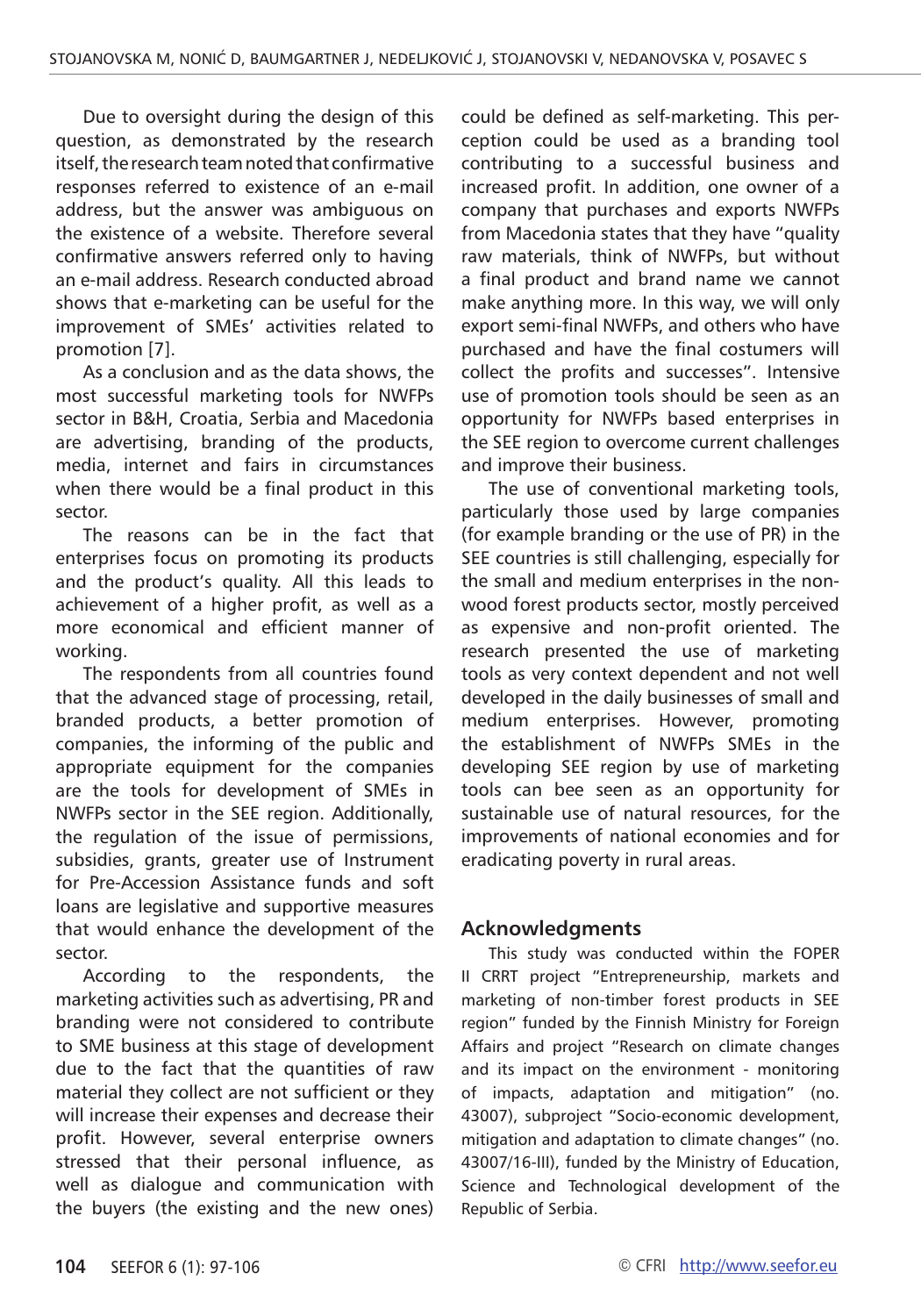Due to oversight during the design of this question, as demonstrated by the research itself, the research team noted that confirmative responses referred to existence of an e-mail address, but the answer was ambiguous on the existence of a website. Therefore several confirmative answers referred only to having an e-mail address. Research conducted abroad shows that e-marketing can be useful for the improvement of SMEs' activities related to promotion [7].

As a conclusion and as the data shows, the most successful marketing tools for NWFPs sector in B&H, Croatia, Serbia and Macedonia are advertising, branding of the products, media, internet and fairs in circumstances when there would be a final product in this sector.

The reasons can be in the fact that enterprises focus on promoting its products and the product's quality. All this leads to achievement of a higher profit, as well as a more economical and efficient manner of working.

The respondents from all countries found that the advanced stage of processing, retail, branded products, a better promotion of companies, the informing of the public and appropriate equipment for the companies are the tools for development of SMEs in NWFPs sector in the SEE region. Additionally, the regulation of the issue of permissions, subsidies, grants, greater use of Instrument for Pre-Accession Assistance funds and soft loans are legislative and supportive measures that would enhance the development of the sector.

According to the respondents, the marketing activities such as advertising, PR and branding were not considered to contribute to SME business at this stage of development due to the fact that the quantities of raw material they collect are not sufficient or they will increase their expenses and decrease their profit. However, several enterprise owners stressed that their personal influence, as well as dialogue and communication with the buyers (the existing and the new ones) could be defined as self-marketing. This perception could be used as a branding tool contributing to a successful business and increased profit. In addition, one owner of a company that purchases and exports NWFPs from Macedonia states that they have "quality raw materials, think of NWFPs, but without a final product and brand name we cannot make anything more. In this way, we will only export semi-final NWFPs, and others who have purchased and have the final costumers will collect the profits and successes". Intensive use of promotion tools should be seen as an opportunity for NWFPs based enterprises in the SEE region to overcome current challenges and improve their business.

The use of conventional marketing tools, particularly those used by large companies (for example branding or the use of PR) in the SEE countries is still challenging, especially for the small and medium enterprises in the non-wood forest products sector, mostly perceived as expensive and non-profit oriented. The research presented the use of marketing tools as very context dependent and not well developed in the daily businesses of small and medium enterprises. However, promoting the establishment of NWFPs SMEs in the developing SEE region by use of marketing tools can bee seen as an opportunity for sustainable use of natural resources, for the improvements of national economies and for eradicating poverty in rural areas.

## Acknowledgments

This study was conducted within the FOPER II CRRT project "Entrepreneurship, markets and marketing of non-timber forest products in SEE region" funded by the Finnish Ministry for Foreign Affairs and project "Research on climate changes and its impact on the environment - monitoring of impacts, adaptation and mitigation" (no. 43007), subproject "Socio-economic development, mitigation and adaptation to climate changes" (no. 43007/16-III), funded by the Ministry of Education, Science and Technological development of the Republic of Serbia.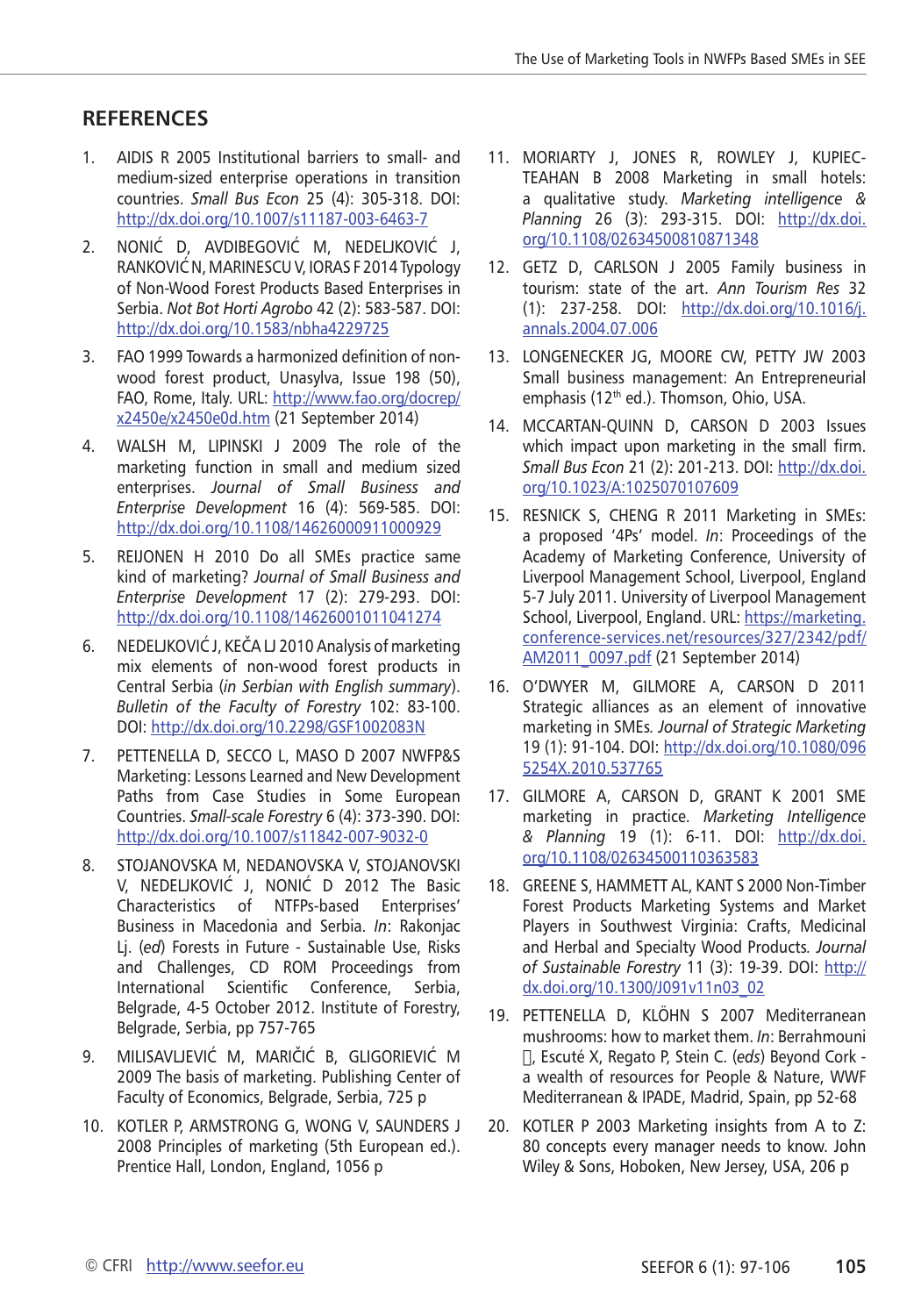## REFERENCES

1. AIDIS R 2005 Institutional barriers to small- and medium-sized enterprise operations in transition countries. *Small Bus Econ* 25 (4): 305-318. DOI: http://dx.doi.org/10.1007/s11187-003-6463-7
2. NONIĆ D, AVDIBEGOVIĆ M, NEDELJKOVIĆ J, RANKOVIĆ N, MARINESCU V, IORAS F 2014 Typology of Non-Wood Forest Products Based Enterprises in Serbia. *Not Bot Horti Agrobo* 42 (2): 583-587. DOI: http://dx.doi.org/10.1583/nbha4229725
3. FAO 1999 Towards a harmonized definition of non-wood forest product, Unasylva, Issue 198 (50), FAO, Rome, Italy. URL: http://www.fao.org/docrep/x2450e/x2450e0d.htm (21 September 2014)
4. WALSH M, LIPINSKI J 2009 The role of the marketing function in small and medium sized enterprises. *Journal of Small Business and Enterprise Development* 16 (4): 569-585. DOI: http://dx.doi.org/10.1108/14626000911000929
5. REIJONEN H 2010 Do all SMEs practice same kind of marketing? *Journal of Small Business and Enterprise Development* 17 (2): 279-293. DOI: http://dx.doi.org/10.1108/14626001011041274
6. NEDELJKOVIĆ J, KEČA LJ 2010 Analysis of marketing mix elements of non-wood forest products in Central Serbia (*in Serbian with English summary*). *Bulletin of the Faculty of Forestry* 102: 83-100. DOI: http://dx.doi.org/10.2298/GSF1002083N
7. PETTENELLA D, SECCO L, MASO D 2007 NWFP&S Marketing: Lessons Learned and New Development Paths from Case Studies in Some European Countries. *Small-scale Forestry* 6 (4): 373-390. DOI: http://dx.doi.org/10.1007/s11842-007-9032-0
8. STOJANOVSKA M, NEDANOVSKA V, STOJANOVSKI V, NEDELJKOVIĆ J, NONIĆ D 2012 The Basic Characteristics of NTFPs-based Enterprises' Business in Macedonia and Serbia. *In*: Rakonjac Lj. (*ed*) Forests in Future - Sustainable Use, Risks and Challenges, CD ROM Proceedings from International Scientific Conference, Serbia, Belgrade, 4-5 October 2012. Institute of Forestry, Belgrade, Serbia, pp 757-765
9. MILISAVLJEVIĆ M, MARIČIĆ B, GLIGORIEVIĆ M 2009 The basis of marketing. Publishing Center of Faculty of Economics, Belgrade, Serbia, 725 p
10. KOTLER P, ARMSTRONG G, WONG V, SAUNDERS J 2008 Principles of marketing (5th European ed.). Prentice Hall, London, England, 1056 p
11. MORIARTY J, JONES R, ROWLEY J, KUPIEC-TEAHAN B 2008 Marketing in small hotels: a qualitative study. *Marketing intelligence & Planning* 26 (3): 293-315. DOI: http://dx.doi.org/10.1108/02634500810871348
12. GETZ D, CARLSON J 2005 Family business in tourism: state of the art. *Ann Tourism Res* 32 (1): 237-258. DOI: http://dx.doi.org/10.1016/j.annals.2004.07.006
13. LONGENECKER JG, MOORE CW, PETTY JW 2003 Small business management: An Entrepreneurial emphasis (12th ed.). Thomson, Ohio, USA.
14. MCCARTAN-QUINN D, CARSON D 2003 Issues which impact upon marketing in the small firm. *Small Bus Econ* 21 (2): 201-213. DOI: http://dx.doi.org/10.1023/A:1025070107609
15. RESNICK S, CHENG R 2011 Marketing in SMEs: a proposed '4Ps' model. *In*: Proceedings of the Academy of Marketing Conference, University of Liverpool Management School, Liverpool, England 5-7 July 2011. University of Liverpool Management School, Liverpool, England. URL: https://marketing.conference-services.net/resources/327/2342/pdf/AM2011_0097.pdf (21 September 2014)
16. O'DWYER M, GILMORE A, CARSON D 2011 Strategic alliances as an element of innovative marketing in SMEs. *Journal of Strategic Marketing* 19 (1): 91-104. DOI: http://dx.doi.org/10.1080/0965254X.2010.537765
17. GILMORE A, CARSON D, GRANT K 2001 SME marketing in practice. *Marketing Intelligence & Planning* 19 (1): 6-11. DOI: http://dx.doi.org/10.1108/02634500110363583
18. GREENE S, HAMMETT AL, KANT S 2000 Non-Timber Forest Products Marketing Systems and Market Players in Southwest Virginia: Crafts, Medicinal and Herbal and Specialty Wood Products. *Journal of Sustainable Forestry* 11 (3): 19-39. DOI: http://dx.doi.org/10.1300/J091v11n03_02
19. PETTENELLA D, KLÖHN S 2007 Mediterranean mushrooms: how to market them. *In*: Berrahmouni , Escuté X, Regato P, Stein C. (*eds*) Beyond Cork - a wealth of resources for People & Nature, WWF Mediterranean & IPADE, Madrid, Spain, pp 52-68
20. KOTLER P 2003 Marketing insights from A to Z: 80 concepts every manager needs to know. John Wiley & Sons, Hoboken, New Jersey, USA, 206 p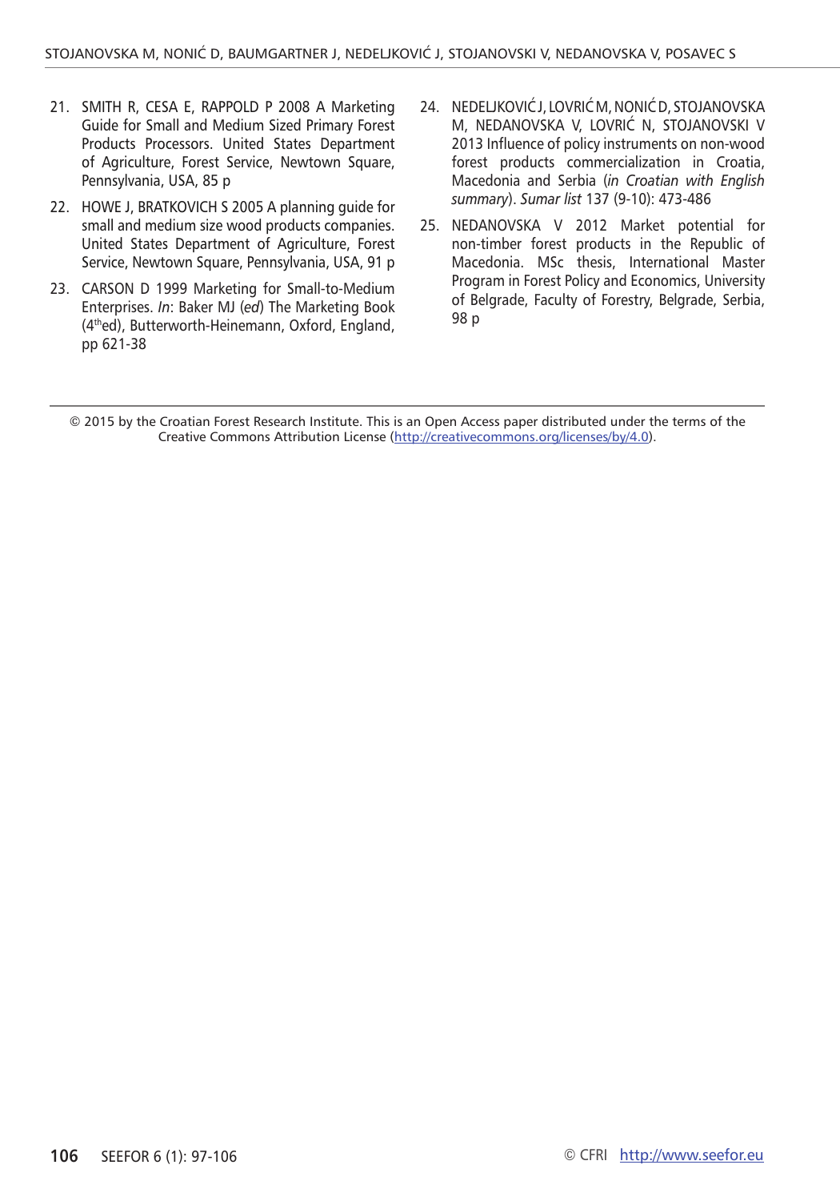21. SMITH R, CESA E, RAPPOLD P 2008 A Marketing Guide for Small and Medium Sized Primary Forest Products Processors. United States Department of Agriculture, Forest Service, Newtown Square, Pennsylvania, USA, 85 p

22. HOWE J, BRATKOVICH S 2005 A planning guide for small and medium size wood products companies. United States Department of Agriculture, Forest Service, Newtown Square, Pennsylvania, USA, 91 p

23. CARSON D 1999 Marketing for Small-to-Medium Enterprises. *In*: Baker MJ (*ed*) The Marketing Book (4thed), Butterworth-Heinemann, Oxford, England, pp 621-38

24. NEDELJKOVIĆ J, LOVRIĆ M, NONIĆ D, STOJANOVSKA M, NEDANOVSKA V, LOVRIĆ N, STOJANOVSKI V 2013 Influence of policy instruments on non-wood forest products commercialization in Croatia, Macedonia and Serbia (*in Croatian with English summary*). *Sumar list* 137 (9-10): 473-486

25. NEDANOVSKA V 2012 Market potential for non-timber forest products in the Republic of Macedonia. MSc thesis, International Master Program in Forest Policy and Economics, University of Belgrade, Faculty of Forestry, Belgrade, Serbia, 98 p

© 2015 by the Croatian Forest Research Institute. This is an Open Access paper distributed under the terms of the Creative Commons Attribution License (http://creativecommons.org/licenses/by/4.0).